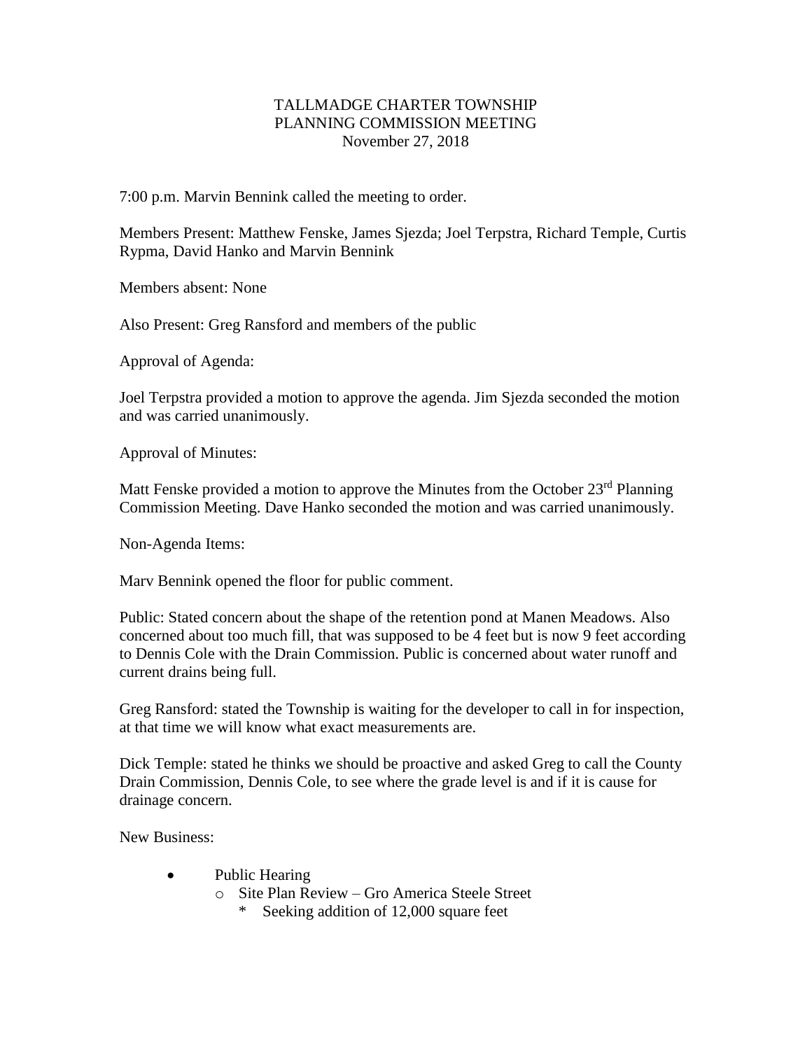# TALLMADGE CHARTER TOWNSHIP
## PLANNING COMMISSION MEETING
### November 27, 2018

7:00 p.m. Marvin Bennink called the meeting to order.

Members Present: Matthew Fenske, James Sjezda; Joel Terpstra, Richard Temple, Curtis Rypma, David Hanko and Marvin Bennink

Members absent: None

Also Present: Greg Ransford and members of the public

Approval of Agenda:

Joel Terpstra provided a motion to approve the agenda. Jim Sjezda seconded the motion and was carried unanimously.

Approval of Minutes:

Matt Fenske provided a motion to approve the Minutes from the October 23rd Planning Commission Meeting. Dave Hanko seconded the motion and was carried unanimously.

Non-Agenda Items:

Marv Bennink opened the floor for public comment.

Public: Stated concern about the shape of the retention pond at Manen Meadows. Also concerned about too much fill, that was supposed to be 4 feet but is now 9 feet according to Dennis Cole with the Drain Commission. Public is concerned about water runoff and current drains being full.

Greg Ransford: stated the Township is waiting for the developer to call in for inspection, at that time we will know what exact measurements are.

Dick Temple: stated he thinks we should be proactive and asked Greg to call the County Drain Commission, Dennis Cole, to see where the grade level is and if it is cause for drainage concern.

New Business:

- Public Hearing
  - Site Plan Review – Gro America Steele Street
    - Seeking addition of 12,000 square feet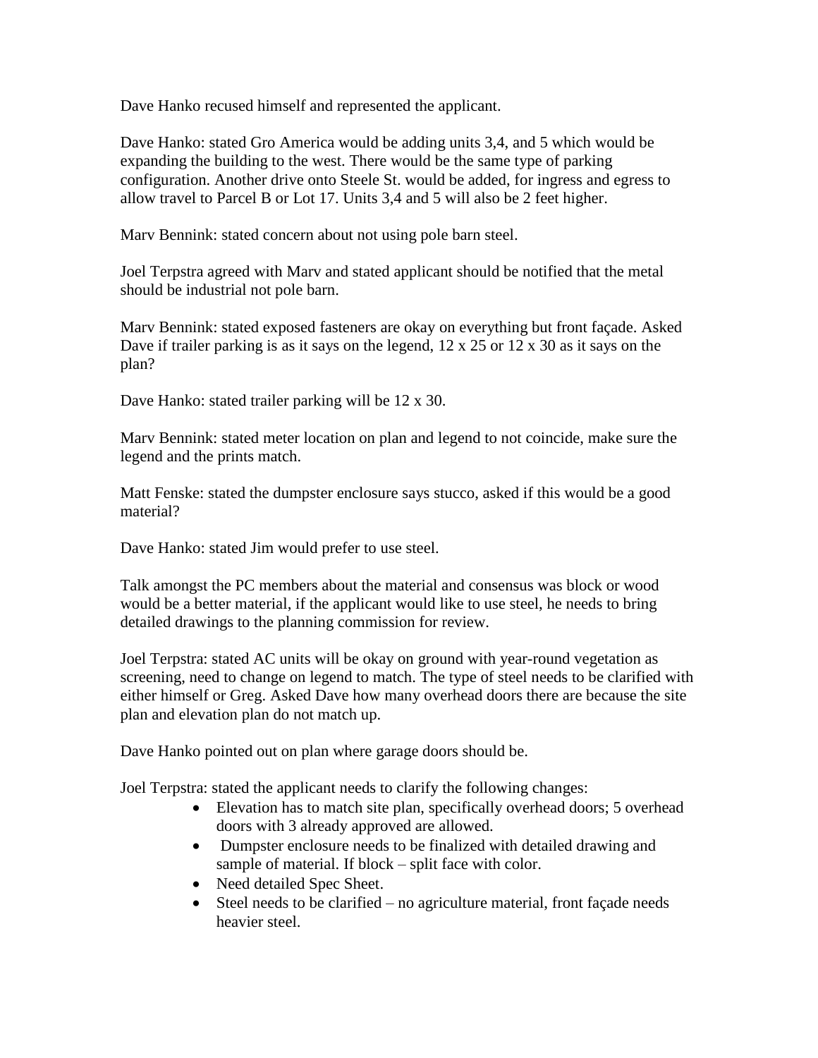Dave Hanko recused himself and represented the applicant.

Dave Hanko: stated Gro America would be adding units 3,4, and 5 which would be expanding the building to the west. There would be the same type of parking configuration. Another drive onto Steele St. would be added, for ingress and egress to allow travel to Parcel B or Lot 17. Units 3,4 and 5 will also be 2 feet higher.

Marv Bennink: stated concern about not using pole barn steel.

Joel Terpstra agreed with Marv and stated applicant should be notified that the metal should be industrial not pole barn.

Marv Bennink: stated exposed fasteners are okay on everything but front façade. Asked Dave if trailer parking is as it says on the legend, 12 x 25 or 12 x 30 as it says on the plan?

Dave Hanko: stated trailer parking will be 12 x 30.

Marv Bennink: stated meter location on plan and legend to not coincide, make sure the legend and the prints match.

Matt Fenske: stated the dumpster enclosure says stucco, asked if this would be a good material?

Dave Hanko: stated Jim would prefer to use steel.

Talk amongst the PC members about the material and consensus was block or wood would be a better material, if the applicant would like to use steel, he needs to bring detailed drawings to the planning commission for review.

Joel Terpstra: stated AC units will be okay on ground with year-round vegetation as screening, need to change on legend to match. The type of steel needs to be clarified with either himself or Greg. Asked Dave how many overhead doors there are because the site plan and elevation plan do not match up.

Dave Hanko pointed out on plan where garage doors should be.

Joel Terpstra: stated the applicant needs to clarify the following changes:

- Elevation has to match site plan, specifically overhead doors; 5 overhead doors with 3 already approved are allowed.
- Dumpster enclosure needs to be finalized with detailed drawing and sample of material. If block – split face with color.
- Need detailed Spec Sheet.
- Steel needs to be clarified – no agriculture material, front façade needs heavier steel.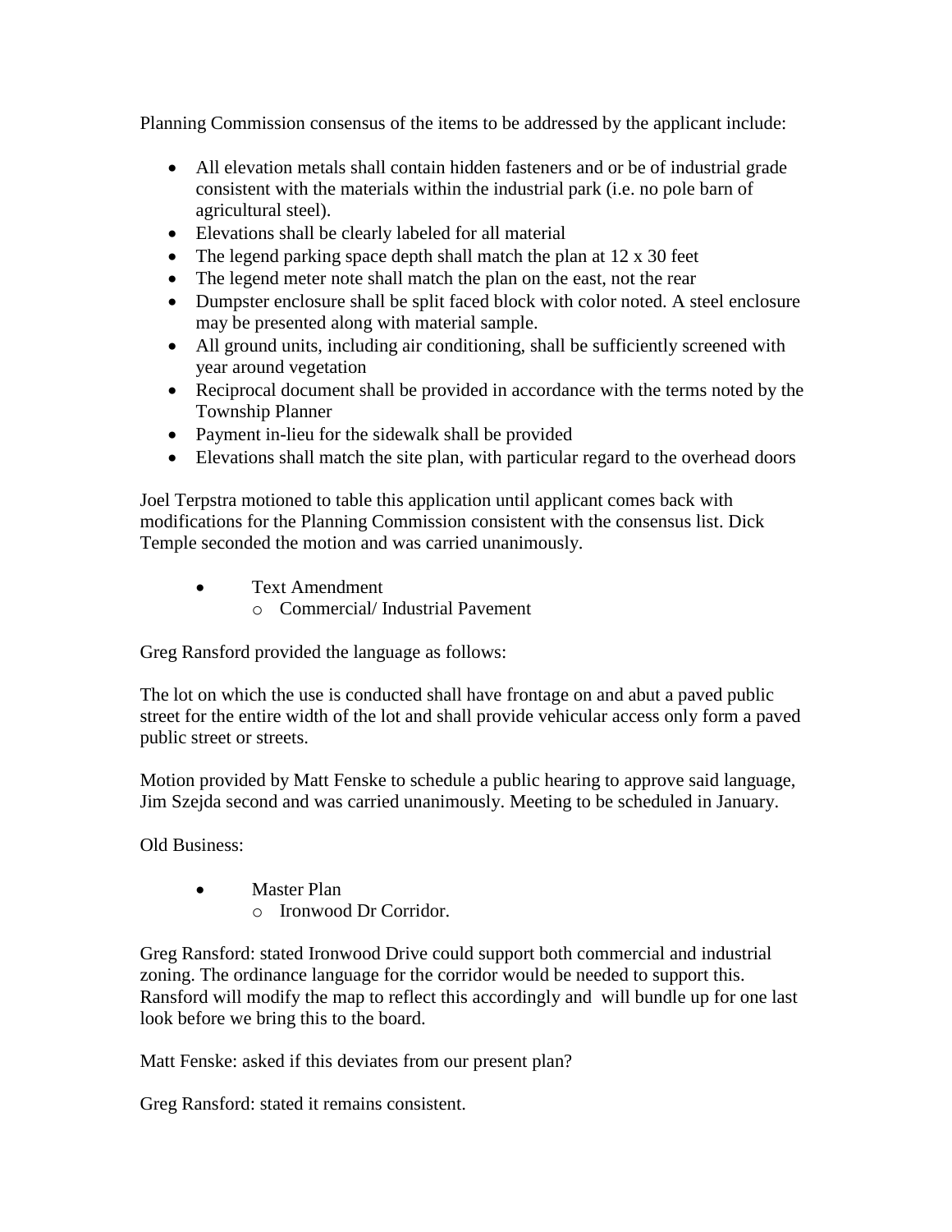Planning Commission consensus of the items to be addressed by the applicant include:

- All elevation metals shall contain hidden fasteners and or be of industrial grade consistent with the materials within the industrial park (i.e. no pole barn of agricultural steel).
- Elevations shall be clearly labeled for all material
- The legend parking space depth shall match the plan at 12 x 30 feet
- The legend meter note shall match the plan on the east, not the rear
- Dumpster enclosure shall be split faced block with color noted. A steel enclosure may be presented along with material sample.
- All ground units, including air conditioning, shall be sufficiently screened with year around vegetation
- Reciprocal document shall be provided in accordance with the terms noted by the Township Planner
- Payment in-lieu for the sidewalk shall be provided
- Elevations shall match the site plan, with particular regard to the overhead doors

Joel Terpstra motioned to table this application until applicant comes back with modifications for the Planning Commission consistent with the consensus list. Dick Temple seconded the motion and was carried unanimously.

- Text Amendment
  - Commercial/ Industrial Pavement

Greg Ransford provided the language as follows:

The lot on which the use is conducted shall have frontage on and abut a paved public street for the entire width of the lot and shall provide vehicular access only form a paved public street or streets.

Motion provided by Matt Fenske to schedule a public hearing to approve said language, Jim Szejda second and was carried unanimously. Meeting to be scheduled in January.

Old Business:

- Master Plan
  - Ironwood Dr Corridor.

Greg Ransford: stated Ironwood Drive could support both commercial and industrial zoning. The ordinance language for the corridor would be needed to support this. Ransford will modify the map to reflect this accordingly and will bundle up for one last look before we bring this to the board.

Matt Fenske: asked if this deviates from our present plan?

Greg Ransford: stated it remains consistent.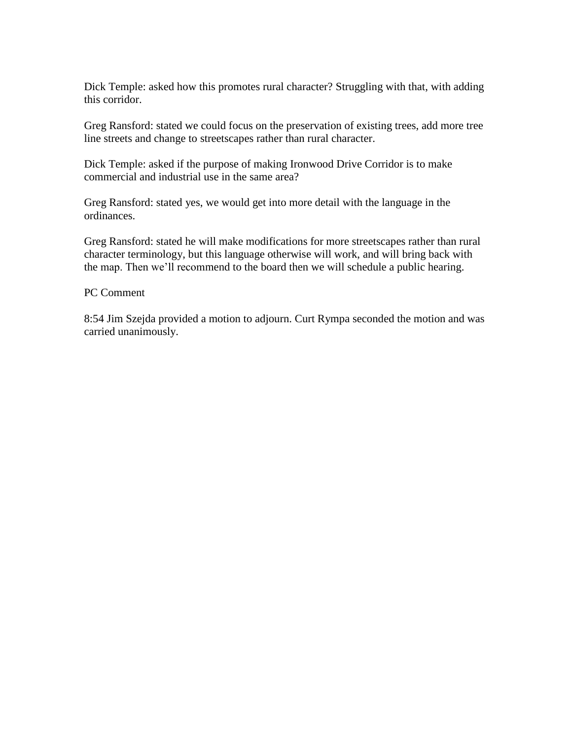Dick Temple: asked how this promotes rural character? Struggling with that, with adding this corridor.

Greg Ransford: stated we could focus on the preservation of existing trees, add more tree line streets and change to streetscapes rather than rural character.

Dick Temple: asked if the purpose of making Ironwood Drive Corridor is to make commercial and industrial use in the same area?

Greg Ransford: stated yes, we would get into more detail with the language in the ordinances.

Greg Ransford: stated he will make modifications for more streetscapes rather than rural character terminology, but this language otherwise will work, and will bring back with the map. Then we'll recommend to the board then we will schedule a public hearing.

PC Comment

8:54 Jim Szejda provided a motion to adjourn. Curt Rympa seconded the motion and was carried unanimously.